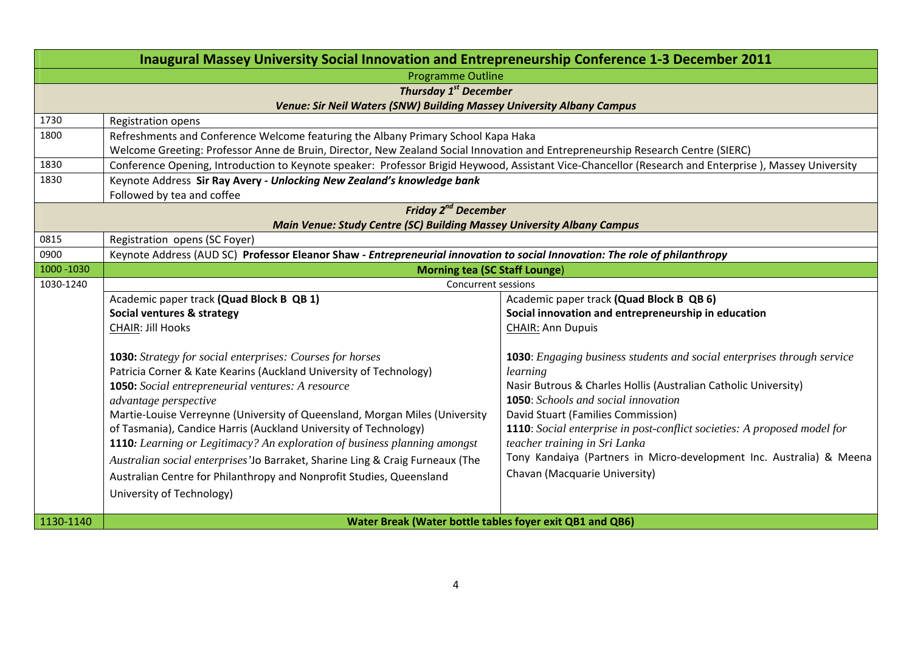| Inaugural Massey University Social Innovation and Entrepreneurship Conference 1-3 December 2011 | | |
|---|---|---|
| Programme Outline | | |
| ***Thursday 1st December*** | | |
| ***Venue: Sir Neil Waters (SNW) Building Massey University Albany Campus*** | | |
| 1730 | Registration opens | |
| 1800 | Refreshments and Conference Welcome featuring the Albany Primary School Kapa Haka<br>Welcome Greeting: Professor Anne de Bruin, Director, New Zealand Social Innovation and Entrepreneurship Research Centre (SIERC) | |
| 1830 | Conference Opening, Introduction to Keynote speaker: Professor Brigid Heywood, Assistant Vice-Chancellor (Research and Enterprise ), Massey University | |
| 1830 | Keynote Address **Sir Ray Avery - *Unlocking New Zealand's knowledge bank***<br>Followed by tea and coffee | |
| ***Friday 2nd December*** | | |
| ***Main Venue: Study Centre (SC) Building Massey University Albany Campus*** | | |
| 0815 | Registration opens (SC Foyer) | |
| 0900 | Keynote Address (AUD SC) **Professor Eleanor Shaw - *Entrepreneurial innovation to social Innovation: The role of philanthropy*** | |
| 1000 -1030 | **Morning tea (SC Staff Lounge)** | |
| 1030-1240 | Concurrent sessions | |
| | Academic paper track **(Quad Block B QB 1)**<br>**Social ventures & strategy**<br>CHAIR: Jill Hooks<br><br>**1030:** *Strategy for social enterprises: Courses for horses*<br>Patricia Corner & Kate Kearins (Auckland University of Technology)<br>**1050:** *Social entrepreneurial ventures: A resource advantage perspective*<br>Martie-Louise Verreynne (University of Queensland, Morgan Miles (University of Tasmania), Candice Harris (Auckland University of Technology)<br>**1110***: Learning or Legitimacy? An exploration of business planning amongst Australian social enterprises'*Jo Barraket, Sharine Ling & Craig Furneaux (The Australian Centre for Philanthropy and Nonprofit Studies, Queensland University of Technology) | Academic paper track **(Quad Block B QB 6)**<br>**Social innovation and entrepreneurship in education**<br>CHAIR: Ann Dupuis<br><br>**1030**: *Engaging business students and social enterprises through service learning*<br>Nasir Butrous & Charles Hollis (Australian Catholic University)<br>**1050**: *Schools and social innovation*<br>David Stuart (Families Commission)<br>**1110**: *Social enterprise in post-conflict societies: A proposed model for teacher training in Sri Lanka*<br>Tony Kandaiya (Partners in Micro-development Inc. Australia) & Meena Chavan (Macquarie University) |
| 1130-1140 | **Water Break (Water bottle tables foyer exit QB1 and QB6)** | |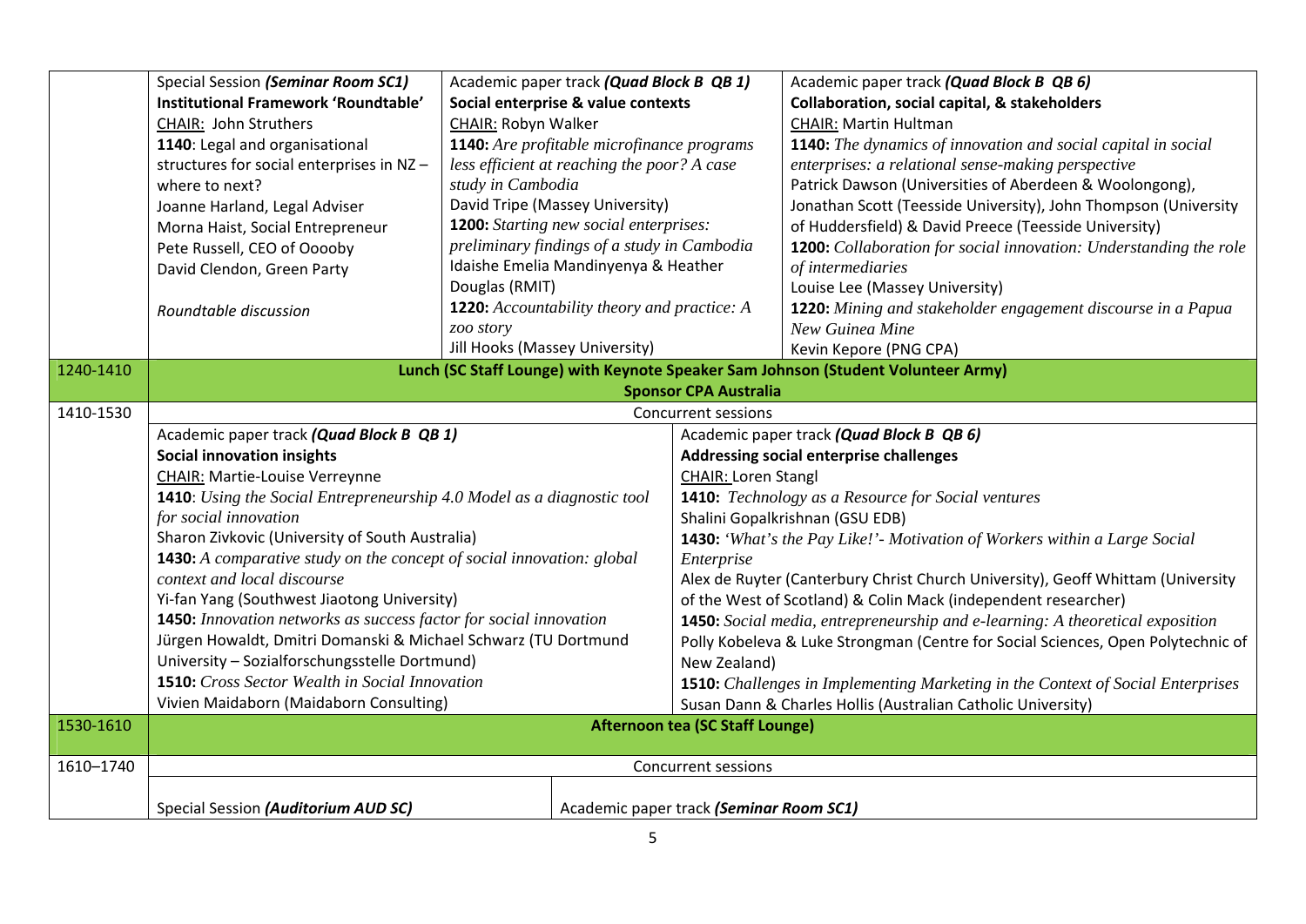| | | | |
|---|---|---|---|
| | Special Session ***(Seminar Room SC1)***<br>**Institutional Framework 'Roundtable'**<br>CHAIR: John Struthers<br>**1140**: Legal and organisational structures for social enterprises in NZ – where to next?<br>Joanne Harland, Legal Adviser<br>Morna Haist, Social Entrepreneur<br>Pete Russell, CEO of Ooooby<br>David Clendon, Green Party<br><br>*Roundtable discussion* | Academic paper track ***(Quad Block B QB 1)***<br>**Social enterprise & value contexts**<br>CHAIR: Robyn Walker<br>**1140:** *Are profitable microfinance programs less efficient at reaching the poor? A case study in Cambodia*<br>David Tripe (Massey University)<br>**1200:** *Starting new social enterprises: preliminary findings of a study in Cambodia*<br>Idaishe Emelia Mandinyenya & Heather Douglas (RMIT)<br>**1220:** *Accountability theory and practice: A zoo story*<br>Jill Hooks (Massey University) | Academic paper track ***(Quad Block B QB 6)***<br>**Collaboration, social capital, & stakeholders**<br>CHAIR: Martin Hultman<br>**1140:** *The dynamics of innovation and social capital in social enterprises: a relational sense-making perspective*<br>Patrick Dawson (Universities of Aberdeen & Woolongong), Jonathan Scott (Teesside University), John Thompson (University of Huddersfield) & David Preece (Teesside University)<br>**1200:** *Collaboration for social innovation: Understanding the role of intermediaries*<br>Louise Lee (Massey University)<br>**1220:** *Mining and stakeholder engagement discourse in a Papua New Guinea Mine*<br>Kevin Kepore (PNG CPA) |
| 1240-1410 | **Lunch (SC Staff Lounge) with Keynote Speaker Sam Johnson (Student Volunteer Army)**<br>**Sponsor CPA Australia** | | |
| 1410-1530 | Concurrent sessions | | |
| | Academic paper track ***(Quad Block B QB 1)***<br>**Social innovation insights**<br>CHAIR: Martie-Louise Verreynne<br>**1410**: *Using the Social Entrepreneurship 4.0 Model as a diagnostic tool for social innovation*<br>Sharon Zivkovic (University of South Australia)<br>**1430:** *A comparative study on the concept of social innovation: global context and local discourse*<br>Yi-fan Yang (Southwest Jiaotong University)<br>**1450:** *Innovation networks as success factor for social innovation*<br>Jürgen Howaldt, Dmitri Domanski & Michael Schwarz (TU Dortmund University – Sozialforschungsstelle Dortmund)<br>**1510:** *Cross Sector Wealth in Social Innovation*<br>Vivien Maidaborn (Maidaborn Consulting) | Academic paper track ***(Quad Block B QB 6)***<br>**Addressing social enterprise challenges**<br>CHAIR: Loren Stangl<br>**1410:** *Technology as a Resource for Social ventures*<br>Shalini Gopalkrishnan (GSU EDB)<br>**1430:** *'What's the Pay Like!'- Motivation of Workers within a Large Social Enterprise*<br>Alex de Ruyter (Canterbury Christ Church University), Geoff Whittam (University of the West of Scotland) & Colin Mack (independent researcher)<br>**1450:** *Social media, entrepreneurship and e-learning: A theoretical exposition*<br>Polly Kobeleva & Luke Strongman (Centre for Social Sciences, Open Polytechnic of New Zealand)<br>**1510:** *Challenges in Implementing Marketing in the Context of Social Enterprises*<br>Susan Dann & Charles Hollis (Australian Catholic University) | |
| 1530-1610 | **Afternoon tea (SC Staff Lounge)** | | |
| 1610–1740 | Concurrent sessions | | |
| | Special Session ***(Auditorium AUD SC)*** | Academic paper track ***(Seminar Room SC1)*** | |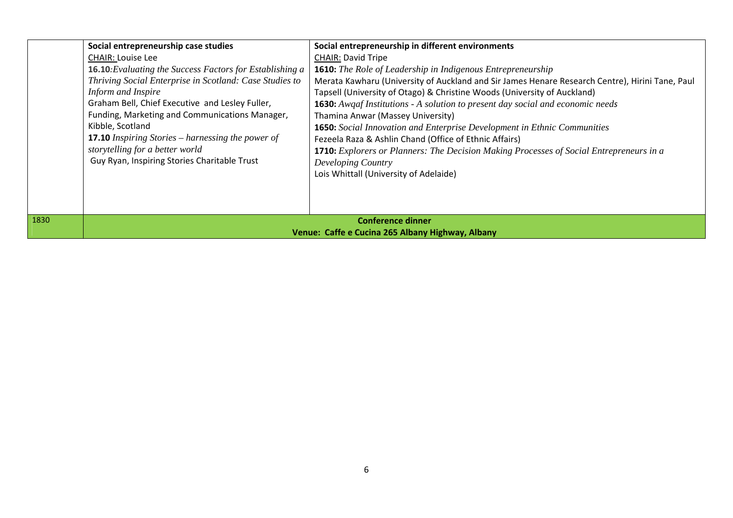| | | |
|---|---|---|
| | **Social entrepreneurship case studies**<br>CHAIR: Louise Lee<br>**16.10**:*Evaluating the Success Factors for Establishing a Thriving Social Enterprise in Scotland: Case Studies to Inform and Inspire*<br>Graham Bell, Chief Executive and Lesley Fuller, Funding, Marketing and Communications Manager, Kibble, Scotland<br>**17.10** *Inspiring Stories – harnessing the power of storytelling for a better world*<br>Guy Ryan, Inspiring Stories Charitable Trust | **Social entrepreneurship in different environments**<br>CHAIR: David Tripe<br>**1610:** *The Role of Leadership in Indigenous Entrepreneurship*<br>Merata Kawharu (University of Auckland and Sir James Henare Research Centre), Hirini Tane, Paul Tapsell (University of Otago) & Christine Woods (University of Auckland)<br>**1630:** *Awqaf Institutions - A solution to present day social and economic needs*<br>Thamina Anwar (Massey University)<br>**1650:** *Social Innovation and Enterprise Development in Ethnic Communities*<br>Fezeela Raza & Ashlin Chand (Office of Ethnic Affairs)<br>**1710:** *Explorers or Planners: The Decision Making Processes of Social Entrepreneurs in a Developing Country*<br>Lois Whittall (University of Adelaide) |
| 1830 | **Conference dinner**<br>**Venue: Caffe e Cucina 265 Albany Highway, Albany** | |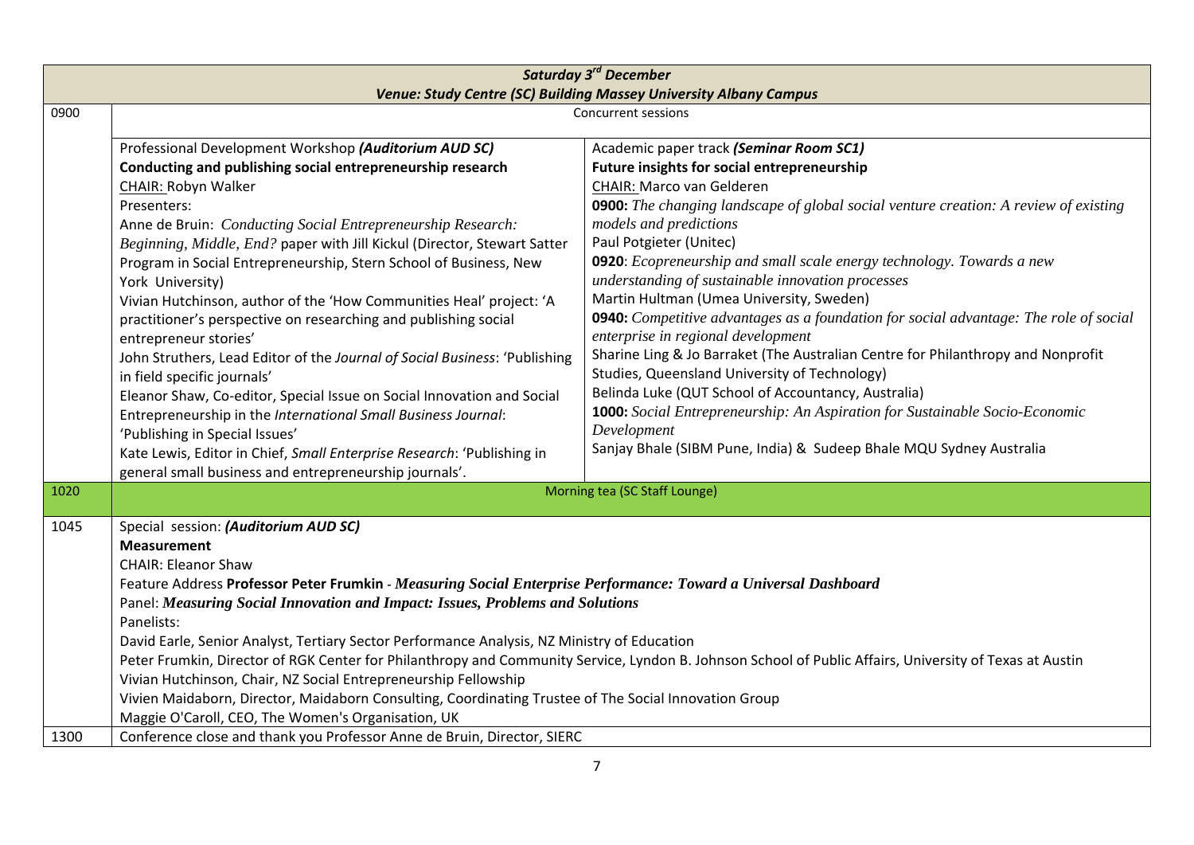**Saturday 3rd December**

**Venue: Study Centre (SC) Building Massey University Albany Campus**

| | | |
|---|---|---|
| 0900 | Concurrent sessions | |
| | Professional Development Workshop ***(Auditorium AUD SC)***<br>**Conducting and publishing social entrepreneurship research**<br>CHAIR: Robyn Walker<br>Presenters:<br>Anne de Bruin: *Conducting Social Entrepreneurship Research: Beginning, Middle, End?* paper with Jill Kickul (Director, Stewart Satter Program in Social Entrepreneurship, Stern School of Business, New York University)<br>Vivian Hutchinson, author of the 'How Communities Heal' project: 'A practitioner's perspective on researching and publishing social entrepreneur stories'<br>John Struthers, Lead Editor of the *Journal of Social Business*: 'Publishing in field specific journals'<br>Eleanor Shaw, Co-editor, Special Issue on Social Innovation and Social Entrepreneurship in the *International Small Business Journal*: 'Publishing in Special Issues'<br>Kate Lewis, Editor in Chief, *Small Enterprise Research*: 'Publishing in general small business and entrepreneurship journals'. | Academic paper track ***(Seminar Room SC1)***<br>**Future insights for social entrepreneurship**<br>CHAIR: Marco van Gelderen<br>**0900:** *The changing landscape of global social venture creation: A review of existing models and predictions*<br>Paul Potgieter (Unitec)<br>**0920**: *Ecopreneurship and small scale energy technology. Towards a new understanding of sustainable innovation processes*<br>Martin Hultman (Umea University, Sweden)<br>**0940:** *Competitive advantages as a foundation for social advantage: The role of social enterprise in regional development*<br>Sharine Ling & Jo Barraket (The Australian Centre for Philanthropy and Nonprofit Studies, Queensland University of Technology)<br>Belinda Luke (QUT School of Accountancy, Australia)<br>**1000:** *Social Entrepreneurship: An Aspiration for Sustainable Socio-Economic Development*<br>Sanjay Bhale (SIBM Pune, India) & Sudeep Bhale MQU Sydney Australia |
| 1020 | Morning tea (SC Staff Lounge) | |
| 1045 | Special session: ***(Auditorium AUD SC)***<br>**Measurement**<br>CHAIR: Eleanor Shaw<br>Feature Address **Professor Peter Frumkin** - ***Measuring Social Enterprise Performance: Toward a Universal Dashboard***<br>Panel: ***Measuring Social Innovation and Impact: Issues, Problems and Solutions***<br>Panelists:<br>David Earle, Senior Analyst, Tertiary Sector Performance Analysis, NZ Ministry of Education<br>Peter Frumkin, Director of RGK Center for Philanthropy and Community Service, Lyndon B. Johnson School of Public Affairs, University of Texas at Austin<br>Vivian Hutchinson, Chair, NZ Social Entrepreneurship Fellowship<br>Vivien Maidaborn, Director, Maidaborn Consulting, Coordinating Trustee of The Social Innovation Group<br>Maggie O'Caroll, CEO, The Women's Organisation, UK | |
| 1300 | Conference close and thank you Professor Anne de Bruin, Director, SIERC | |